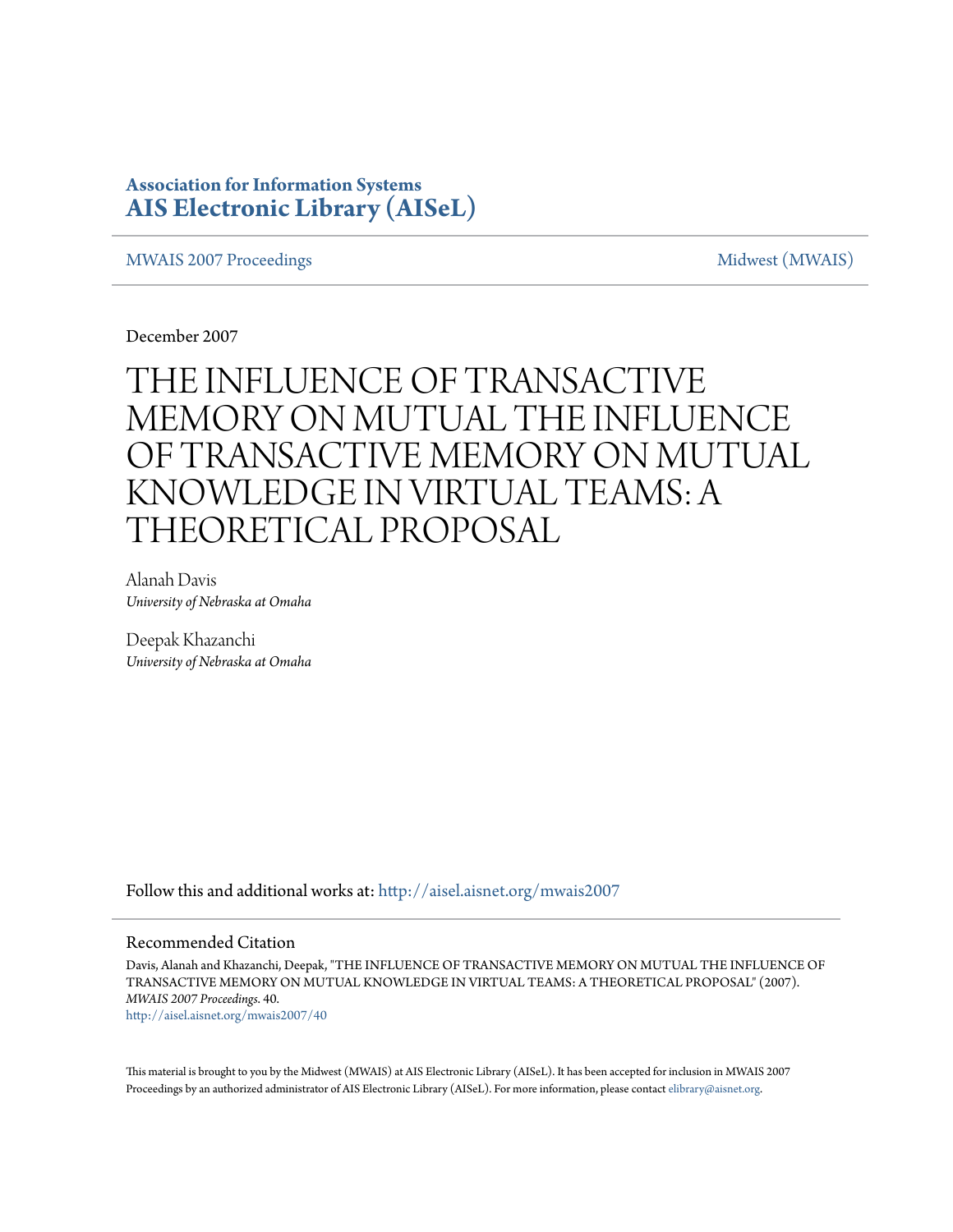# Association for Information Systems
# AIS Electronic Library (AISeL)

MWAIS 2007 Proceedings — Midwest (MWAIS)

December 2007

# THE INFLUENCE OF TRANSACTIVE MEMORY ON MUTUAL THE INFLUENCE OF TRANSACTIVE MEMORY ON MUTUAL KNOWLEDGE IN VIRTUAL TEAMS: A THEORETICAL PROPOSAL

Alanah Davis
*University of Nebraska at Omaha*

Deepak Khazanchi
*University of Nebraska at Omaha*

Follow this and additional works at: http://aisel.aisnet.org/mwais2007

## Recommended Citation

Davis, Alanah and Khazanchi, Deepak, "THE INFLUENCE OF TRANSACTIVE MEMORY ON MUTUAL THE INFLUENCE OF TRANSACTIVE MEMORY ON MUTUAL KNOWLEDGE IN VIRTUAL TEAMS: A THEORETICAL PROPOSAL" (2007). *MWAIS 2007 Proceedings*. 40.
http://aisel.aisnet.org/mwais2007/40

This material is brought to you by the Midwest (MWAIS) at AIS Electronic Library (AISeL). It has been accepted for inclusion in MWAIS 2007 Proceedings by an authorized administrator of AIS Electronic Library (AISeL). For more information, please contact elibrary@aisnet.org.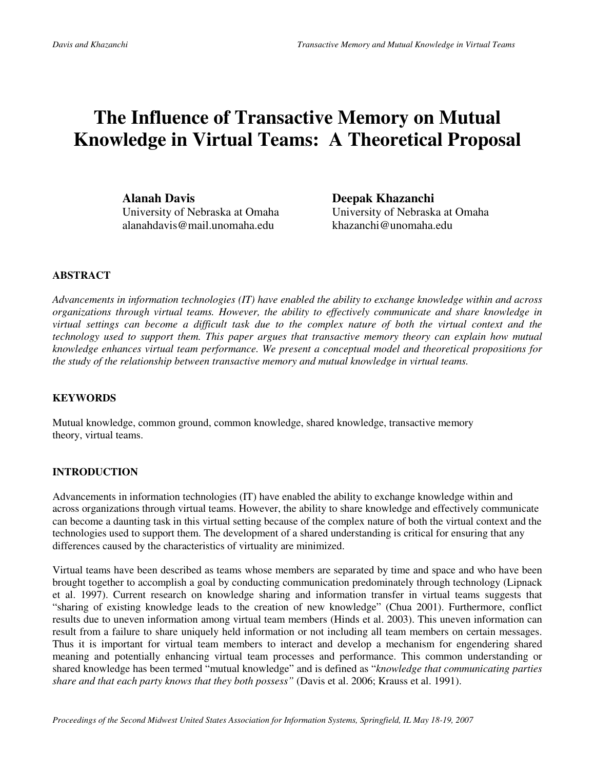# The Influence of Transactive Memory on Mutual Knowledge in Virtual Teams: A Theoretical Proposal

**Alanah Davis**
University of Nebraska at Omaha
alanahdavis@mail.unomaha.edu

**Deepak Khazanchi**
University of Nebraska at Omaha
khazanchi@unomaha.edu

## ABSTRACT

*Advancements in information technologies (IT) have enabled the ability to exchange knowledge within and across organizations through virtual teams. However, the ability to effectively communicate and share knowledge in virtual settings can become a difficult task due to the complex nature of both the virtual context and the technology used to support them. This paper argues that transactive memory theory can explain how mutual knowledge enhances virtual team performance. We present a conceptual model and theoretical propositions for the study of the relationship between transactive memory and mutual knowledge in virtual teams.*

## KEYWORDS

Mutual knowledge, common ground, common knowledge, shared knowledge, transactive memory theory, virtual teams.

## INTRODUCTION

Advancements in information technologies (IT) have enabled the ability to exchange knowledge within and across organizations through virtual teams. However, the ability to share knowledge and effectively communicate can become a daunting task in this virtual setting because of the complex nature of both the virtual context and the technologies used to support them. The development of a shared understanding is critical for ensuring that any differences caused by the characteristics of virtuality are minimized.

Virtual teams have been described as teams whose members are separated by time and space and who have been brought together to accomplish a goal by conducting communication predominately through technology (Lipnack et al. 1997). Current research on knowledge sharing and information transfer in virtual teams suggests that "sharing of existing knowledge leads to the creation of new knowledge" (Chua 2001). Furthermore, conflict results due to uneven information among virtual team members (Hinds et al. 2003). This uneven information can result from a failure to share uniquely held information or not including all team members on certain messages. Thus it is important for virtual team members to interact and develop a mechanism for engendering shared meaning and potentially enhancing virtual team processes and performance. This common understanding or shared knowledge has been termed "mutual knowledge" and is defined as "*knowledge that communicating parties share and that each party knows that they both possess"* (Davis et al. 2006; Krauss et al. 1991).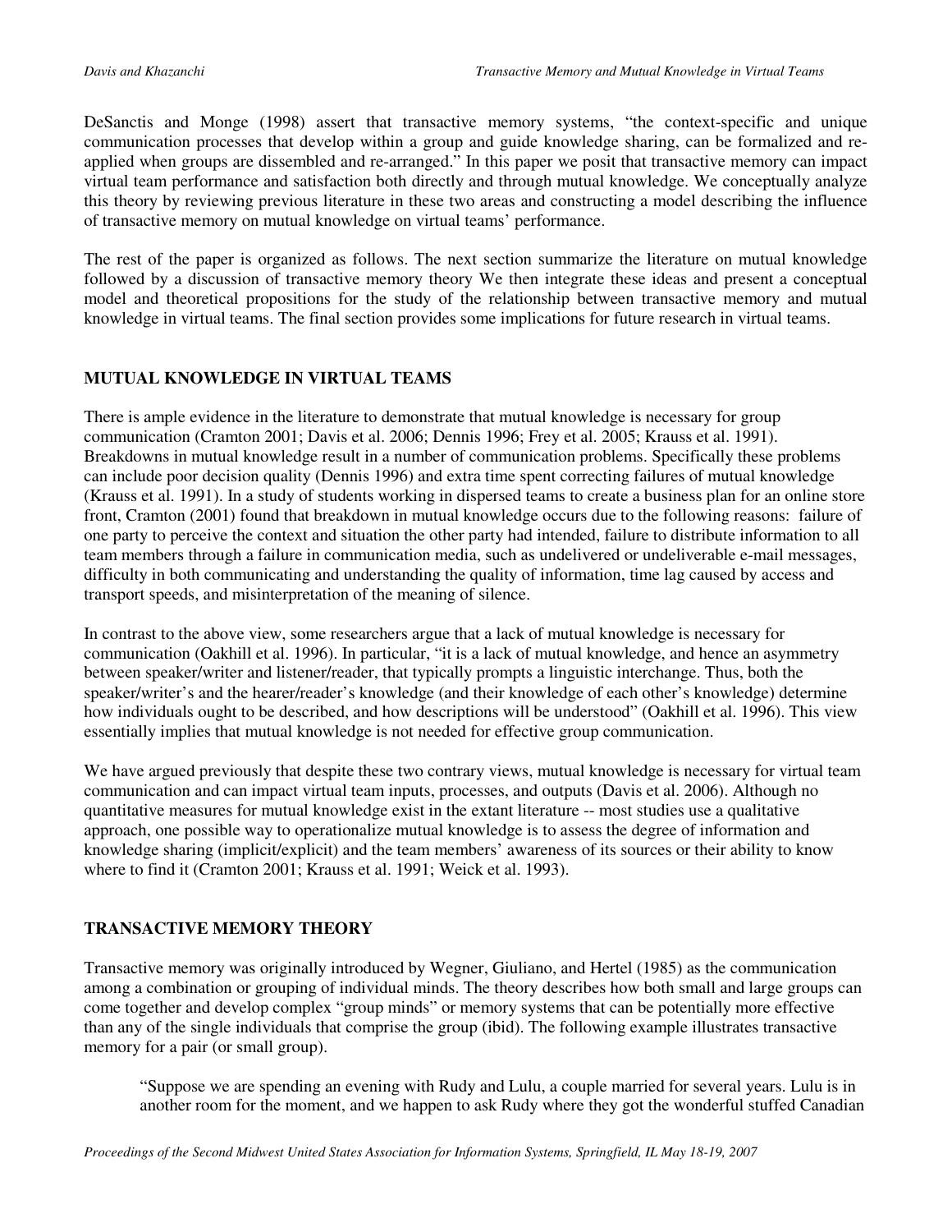DeSanctis and Monge (1998) assert that transactive memory systems, "the context-specific and unique communication processes that develop within a group and guide knowledge sharing, can be formalized and re-applied when groups are dissembled and re-arranged." In this paper we posit that transactive memory can impact virtual team performance and satisfaction both directly and through mutual knowledge. We conceptually analyze this theory by reviewing previous literature in these two areas and constructing a model describing the influence of transactive memory on mutual knowledge on virtual teams' performance.

The rest of the paper is organized as follows. The next section summarize the literature on mutual knowledge followed by a discussion of transactive memory theory We then integrate these ideas and present a conceptual model and theoretical propositions for the study of the relationship between transactive memory and mutual knowledge in virtual teams. The final section provides some implications for future research in virtual teams.

## MUTUAL KNOWLEDGE IN VIRTUAL TEAMS

There is ample evidence in the literature to demonstrate that mutual knowledge is necessary for group communication (Cramton 2001; Davis et al. 2006; Dennis 1996; Frey et al. 2005; Krauss et al. 1991). Breakdowns in mutual knowledge result in a number of communication problems. Specifically these problems can include poor decision quality (Dennis 1996) and extra time spent correcting failures of mutual knowledge (Krauss et al. 1991). In a study of students working in dispersed teams to create a business plan for an online store front, Cramton (2001) found that breakdown in mutual knowledge occurs due to the following reasons: failure of one party to perceive the context and situation the other party had intended, failure to distribute information to all team members through a failure in communication media, such as undelivered or undeliverable e-mail messages, difficulty in both communicating and understanding the quality of information, time lag caused by access and transport speeds, and misinterpretation of the meaning of silence.

In contrast to the above view, some researchers argue that a lack of mutual knowledge is necessary for communication (Oakhill et al. 1996). In particular, "it is a lack of mutual knowledge, and hence an asymmetry between speaker/writer and listener/reader, that typically prompts a linguistic interchange. Thus, both the speaker/writer's and the hearer/reader's knowledge (and their knowledge of each other's knowledge) determine how individuals ought to be described, and how descriptions will be understood" (Oakhill et al. 1996). This view essentially implies that mutual knowledge is not needed for effective group communication.

We have argued previously that despite these two contrary views, mutual knowledge is necessary for virtual team communication and can impact virtual team inputs, processes, and outputs (Davis et al. 2006). Although no quantitative measures for mutual knowledge exist in the extant literature -- most studies use a qualitative approach, one possible way to operationalize mutual knowledge is to assess the degree of information and knowledge sharing (implicit/explicit) and the team members' awareness of its sources or their ability to know where to find it (Cramton 2001; Krauss et al. 1991; Weick et al. 1993).

## TRANSACTIVE MEMORY THEORY

Transactive memory was originally introduced by Wegner, Giuliano, and Hertel (1985) as the communication among a combination or grouping of individual minds. The theory describes how both small and large groups can come together and develop complex "group minds" or memory systems that can be potentially more effective than any of the single individuals that comprise the group (ibid). The following example illustrates transactive memory for a pair (or small group).

> "Suppose we are spending an evening with Rudy and Lulu, a couple married for several years. Lulu is in another room for the moment, and we happen to ask Rudy where they got the wonderful stuffed Canadian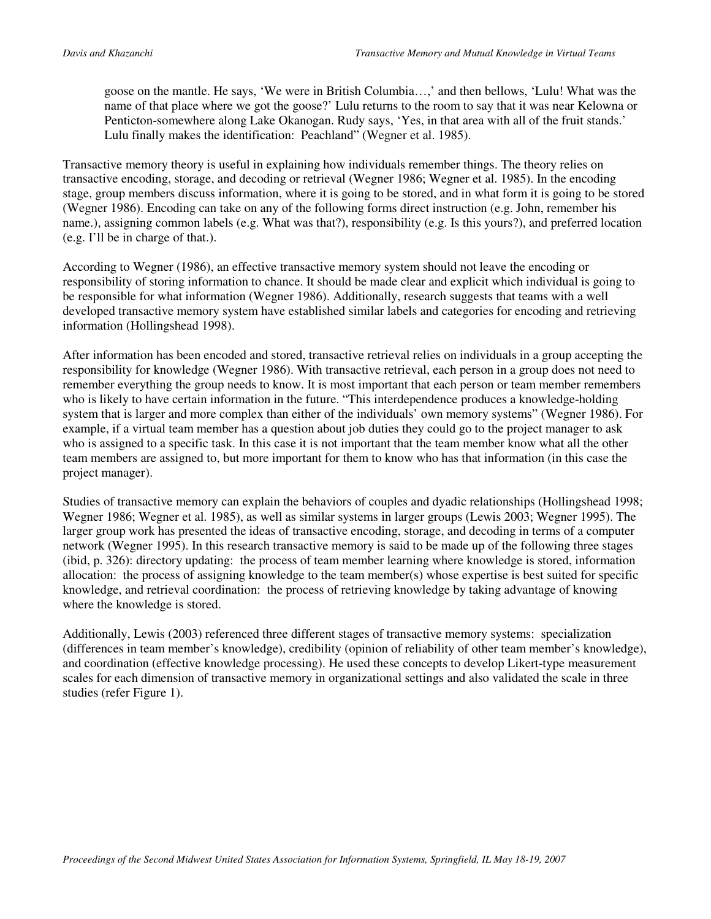> goose on the mantle. He says, 'We were in British Columbia…,' and then bellows, 'Lulu! What was the name of that place where we got the goose?' Lulu returns to the room to say that it was near Kelowna or Penticton-somewhere along Lake Okanogan. Rudy says, 'Yes, in that area with all of the fruit stands.' Lulu finally makes the identification: Peachland" (Wegner et al. 1985).

Transactive memory theory is useful in explaining how individuals remember things. The theory relies on transactive encoding, storage, and decoding or retrieval (Wegner 1986; Wegner et al. 1985). In the encoding stage, group members discuss information, where it is going to be stored, and in what form it is going to be stored (Wegner 1986). Encoding can take on any of the following forms direct instruction (e.g. John, remember his name.), assigning common labels (e.g. What was that?), responsibility (e.g. Is this yours?), and preferred location (e.g. I'll be in charge of that.).

According to Wegner (1986), an effective transactive memory system should not leave the encoding or responsibility of storing information to chance. It should be made clear and explicit which individual is going to be responsible for what information (Wegner 1986). Additionally, research suggests that teams with a well developed transactive memory system have established similar labels and categories for encoding and retrieving information (Hollingshead 1998).

After information has been encoded and stored, transactive retrieval relies on individuals in a group accepting the responsibility for knowledge (Wegner 1986). With transactive retrieval, each person in a group does not need to remember everything the group needs to know. It is most important that each person or team member remembers who is likely to have certain information in the future. "This interdependence produces a knowledge-holding system that is larger and more complex than either of the individuals' own memory systems" (Wegner 1986). For example, if a virtual team member has a question about job duties they could go to the project manager to ask who is assigned to a specific task. In this case it is not important that the team member know what all the other team members are assigned to, but more important for them to know who has that information (in this case the project manager).

Studies of transactive memory can explain the behaviors of couples and dyadic relationships (Hollingshead 1998; Wegner 1986; Wegner et al. 1985), as well as similar systems in larger groups (Lewis 2003; Wegner 1995). The larger group work has presented the ideas of transactive encoding, storage, and decoding in terms of a computer network (Wegner 1995). In this research transactive memory is said to be made up of the following three stages (ibid, p. 326): directory updating: the process of team member learning where knowledge is stored, information allocation: the process of assigning knowledge to the team member(s) whose expertise is best suited for specific knowledge, and retrieval coordination: the process of retrieving knowledge by taking advantage of knowing where the knowledge is stored.

Additionally, Lewis (2003) referenced three different stages of transactive memory systems: specialization (differences in team member's knowledge), credibility (opinion of reliability of other team member's knowledge), and coordination (effective knowledge processing). He used these concepts to develop Likert-type measurement scales for each dimension of transactive memory in organizational settings and also validated the scale in three studies (refer Figure 1).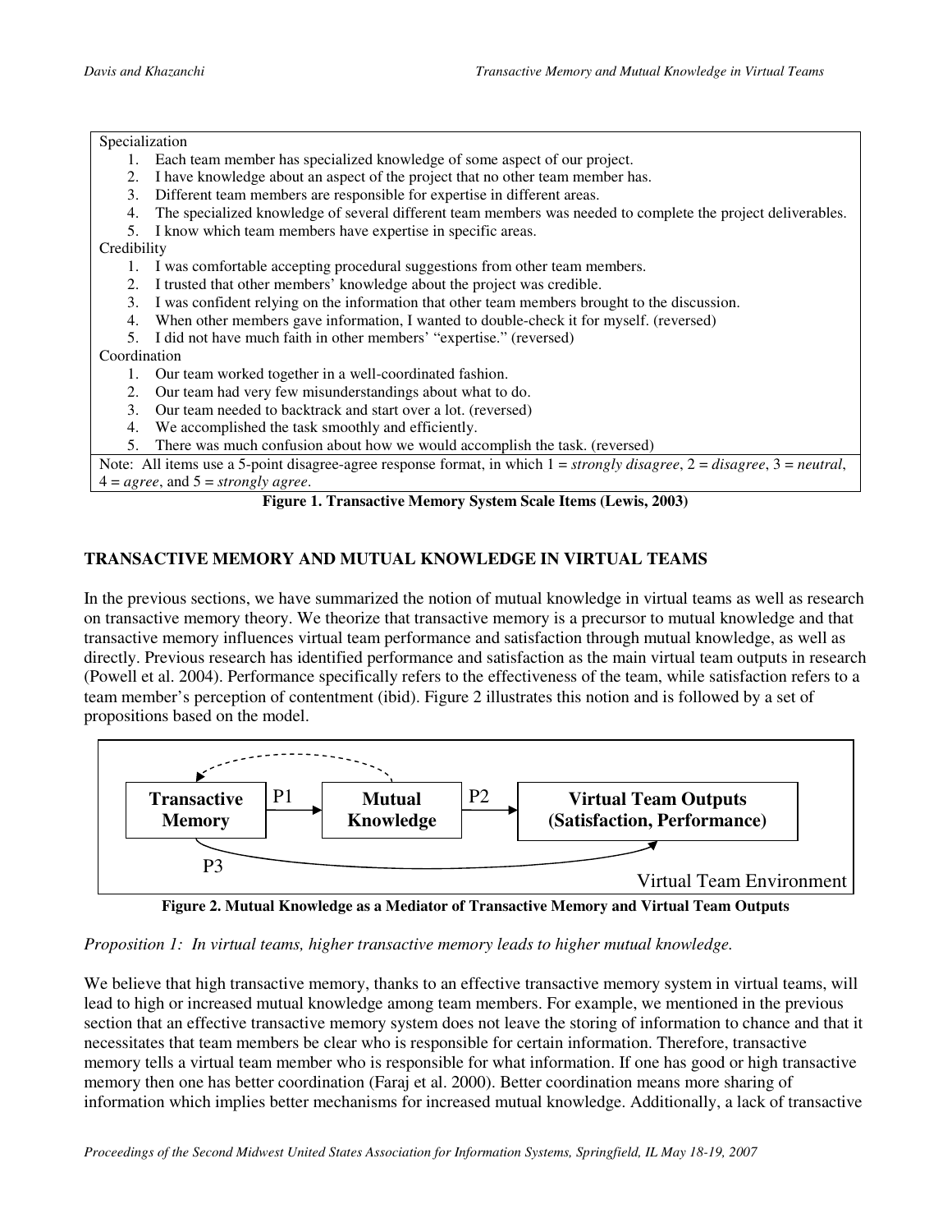Specialization

1. Each team member has specialized knowledge of some aspect of our project.
2. I have knowledge about an aspect of the project that no other team member has.
3. Different team members are responsible for expertise in different areas.
4. The specialized knowledge of several different team members was needed to complete the project deliverables.
5. I know which team members have expertise in specific areas.

Credibility

1. I was comfortable accepting procedural suggestions from other team members.
2. I trusted that other members' knowledge about the project was credible.
3. I was confident relying on the information that other team members brought to the discussion.
4. When other members gave information, I wanted to double-check it for myself. (reversed)
5. I did not have much faith in other members' "expertise." (reversed)

Coordination

1. Our team worked together in a well-coordinated fashion.
2. Our team had very few misunderstandings about what to do.
3. Our team needed to backtrack and start over a lot. (reversed)
4. We accomplished the task smoothly and efficiently.
5. There was much confusion about how we would accomplish the task. (reversed)

Note: All items use a 5-point disagree-agree response format, in which 1 = *strongly disagree*, 2 = *disagree*, 3 = *neutral*, 4 = *agree*, and 5 = *strongly agree*.

**Figure 1. Transactive Memory System Scale Items (Lewis, 2003)**

## TRANSACTIVE MEMORY AND MUTUAL KNOWLEDGE IN VIRTUAL TEAMS

In the previous sections, we have summarized the notion of mutual knowledge in virtual teams as well as research on transactive memory theory. We theorize that transactive memory is a precursor to mutual knowledge and that transactive memory influences virtual team performance and satisfaction through mutual knowledge, as well as directly. Previous research has identified performance and satisfaction as the main virtual team outputs in research (Powell et al. 2004). Performance specifically refers to the effectiveness of the team, while satisfaction refers to a team member's perception of contentment (ibid). Figure 2 illustrates this notion and is followed by a set of propositions based on the model.

Transactive Memory —P1→ Mutual Knowledge —P2→ Virtual Team Outputs (Satisfaction, Performance); Transactive Memory —P3→ Virtual Team Outputs; Virtual Team Environment

**Figure 2. Mutual Knowledge as a Mediator of Transactive Memory and Virtual Team Outputs**

*Proposition 1: In virtual teams, higher transactive memory leads to higher mutual knowledge.*

We believe that high transactive memory, thanks to an effective transactive memory system in virtual teams, will lead to high or increased mutual knowledge among team members. For example, we mentioned in the previous section that an effective transactive memory system does not leave the storing of information to chance and that it necessitates that team members be clear who is responsible for certain information. Therefore, transactive memory tells a virtual team member who is responsible for what information. If one has good or high transactive memory then one has better coordination (Faraj et al. 2000). Better coordination means more sharing of information which implies better mechanisms for increased mutual knowledge. Additionally, a lack of transactive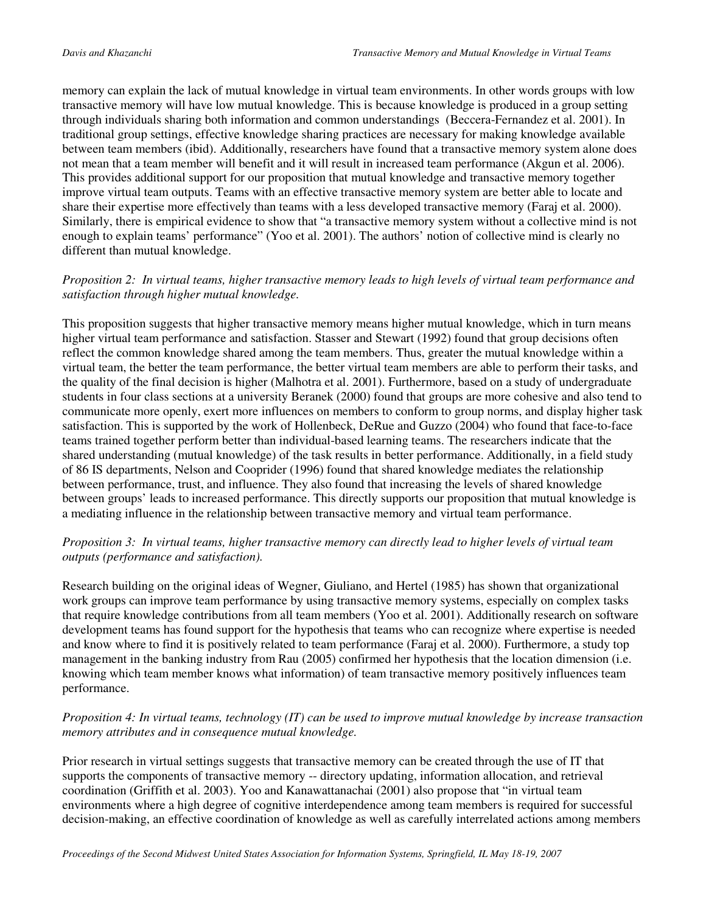memory can explain the lack of mutual knowledge in virtual team environments. In other words groups with low transactive memory will have low mutual knowledge. This is because knowledge is produced in a group setting through individuals sharing both information and common understandings (Beccera-Fernandez et al. 2001). In traditional group settings, effective knowledge sharing practices are necessary for making knowledge available between team members (ibid). Additionally, researchers have found that a transactive memory system alone does not mean that a team member will benefit and it will result in increased team performance (Akgun et al. 2006). This provides additional support for our proposition that mutual knowledge and transactive memory together improve virtual team outputs. Teams with an effective transactive memory system are better able to locate and share their expertise more effectively than teams with a less developed transactive memory (Faraj et al. 2000). Similarly, there is empirical evidence to show that "a transactive memory system without a collective mind is not enough to explain teams' performance" (Yoo et al. 2001). The authors' notion of collective mind is clearly no different than mutual knowledge.

*Proposition 2: In virtual teams, higher transactive memory leads to high levels of virtual team performance and satisfaction through higher mutual knowledge.*

This proposition suggests that higher transactive memory means higher mutual knowledge, which in turn means higher virtual team performance and satisfaction. Stasser and Stewart (1992) found that group decisions often reflect the common knowledge shared among the team members. Thus, greater the mutual knowledge within a virtual team, the better the team performance, the better virtual team members are able to perform their tasks, and the quality of the final decision is higher (Malhotra et al. 2001). Furthermore, based on a study of undergraduate students in four class sections at a university Beranek (2000) found that groups are more cohesive and also tend to communicate more openly, exert more influences on members to conform to group norms, and display higher task satisfaction. This is supported by the work of Hollenbeck, DeRue and Guzzo (2004) who found that face-to-face teams trained together perform better than individual-based learning teams. The researchers indicate that the shared understanding (mutual knowledge) of the task results in better performance. Additionally, in a field study of 86 IS departments, Nelson and Cooprider (1996) found that shared knowledge mediates the relationship between performance, trust, and influence. They also found that increasing the levels of shared knowledge between groups' leads to increased performance. This directly supports our proposition that mutual knowledge is a mediating influence in the relationship between transactive memory and virtual team performance.

*Proposition 3: In virtual teams, higher transactive memory can directly lead to higher levels of virtual team outputs (performance and satisfaction).*

Research building on the original ideas of Wegner, Giuliano, and Hertel (1985) has shown that organizational work groups can improve team performance by using transactive memory systems, especially on complex tasks that require knowledge contributions from all team members (Yoo et al. 2001). Additionally research on software development teams has found support for the hypothesis that teams who can recognize where expertise is needed and know where to find it is positively related to team performance (Faraj et al. 2000). Furthermore, a study top management in the banking industry from Rau (2005) confirmed her hypothesis that the location dimension (i.e. knowing which team member knows what information) of team transactive memory positively influences team performance.

*Proposition 4: In virtual teams, technology (IT) can be used to improve mutual knowledge by increase transaction memory attributes and in consequence mutual knowledge.*

Prior research in virtual settings suggests that transactive memory can be created through the use of IT that supports the components of transactive memory -- directory updating, information allocation, and retrieval coordination (Griffith et al. 2003). Yoo and Kanawattanachai (2001) also propose that "in virtual team environments where a high degree of cognitive interdependence among team members is required for successful decision-making, an effective coordination of knowledge as well as carefully interrelated actions among members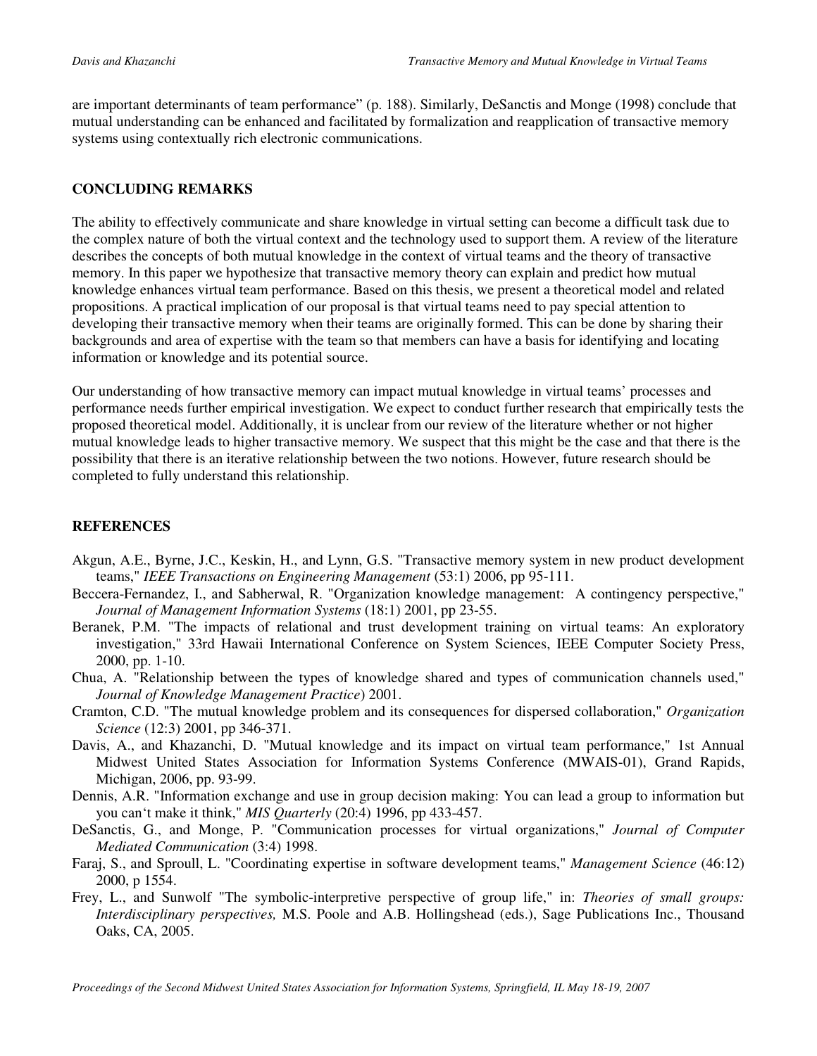are important determinants of team performance" (p. 188). Similarly, DeSanctis and Monge (1998) conclude that mutual understanding can be enhanced and facilitated by formalization and reapplication of transactive memory systems using contextually rich electronic communications.

## CONCLUDING REMARKS

The ability to effectively communicate and share knowledge in virtual setting can become a difficult task due to the complex nature of both the virtual context and the technology used to support them. A review of the literature describes the concepts of both mutual knowledge in the context of virtual teams and the theory of transactive memory. In this paper we hypothesize that transactive memory theory can explain and predict how mutual knowledge enhances virtual team performance. Based on this thesis, we present a theoretical model and related propositions. A practical implication of our proposal is that virtual teams need to pay special attention to developing their transactive memory when their teams are originally formed. This can be done by sharing their backgrounds and area of expertise with the team so that members can have a basis for identifying and locating information or knowledge and its potential source.

Our understanding of how transactive memory can impact mutual knowledge in virtual teams' processes and performance needs further empirical investigation. We expect to conduct further research that empirically tests the proposed theoretical model. Additionally, it is unclear from our review of the literature whether or not higher mutual knowledge leads to higher transactive memory. We suspect that this might be the case and that there is the possibility that there is an iterative relationship between the two notions. However, future research should be completed to fully understand this relationship.

## REFERENCES

Akgun, A.E., Byrne, J.C., Keskin, H., and Lynn, G.S. "Transactive memory system in new product development teams," *IEEE Transactions on Engineering Management* (53:1) 2006, pp 95-111.

Beccera-Fernandez, I., and Sabherwal, R. "Organization knowledge management: A contingency perspective," *Journal of Management Information Systems* (18:1) 2001, pp 23-55.

Beranek, P.M. "The impacts of relational and trust development training on virtual teams: An exploratory investigation," 33rd Hawaii International Conference on System Sciences, IEEE Computer Society Press, 2000, pp. 1-10.

Chua, A. "Relationship between the types of knowledge shared and types of communication channels used," *Journal of Knowledge Management Practice*) 2001.

Cramton, C.D. "The mutual knowledge problem and its consequences for dispersed collaboration," *Organization Science* (12:3) 2001, pp 346-371.

Davis, A., and Khazanchi, D. "Mutual knowledge and its impact on virtual team performance," 1st Annual Midwest United States Association for Information Systems Conference (MWAIS-01), Grand Rapids, Michigan, 2006, pp. 93-99.

Dennis, A.R. "Information exchange and use in group decision making: You can lead a group to information but you can't make it think," *MIS Quarterly* (20:4) 1996, pp 433-457.

DeSanctis, G., and Monge, P. "Communication processes for virtual organizations," *Journal of Computer Mediated Communication* (3:4) 1998.

Faraj, S., and Sproull, L. "Coordinating expertise in software development teams," *Management Science* (46:12) 2000, p 1554.

Frey, L., and Sunwolf "The symbolic-interpretive perspective of group life," in: *Theories of small groups: Interdisciplinary perspectives,* M.S. Poole and A.B. Hollingshead (eds.), Sage Publications Inc., Thousand Oaks, CA, 2005.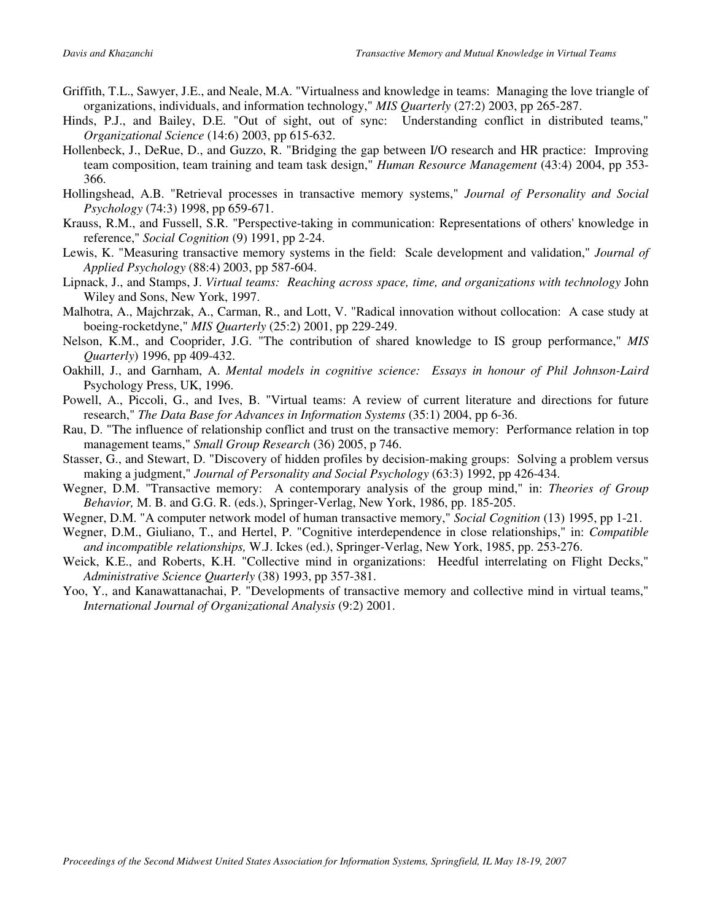Griffith, T.L., Sawyer, J.E., and Neale, M.A. "Virtualness and knowledge in teams: Managing the love triangle of organizations, individuals, and information technology," *MIS Quarterly* (27:2) 2003, pp 265-287.

Hinds, P.J., and Bailey, D.E. "Out of sight, out of sync: Understanding conflict in distributed teams," *Organizational Science* (14:6) 2003, pp 615-632.

Hollenbeck, J., DeRue, D., and Guzzo, R. "Bridging the gap between I/O research and HR practice: Improving team composition, team training and team task design," *Human Resource Management* (43:4) 2004, pp 353-366.

Hollingshead, A.B. "Retrieval processes in transactive memory systems," *Journal of Personality and Social Psychology* (74:3) 1998, pp 659-671.

Krauss, R.M., and Fussell, S.R. "Perspective-taking in communication: Representations of others' knowledge in reference," *Social Cognition* (9) 1991, pp 2-24.

Lewis, K. "Measuring transactive memory systems in the field: Scale development and validation," *Journal of Applied Psychology* (88:4) 2003, pp 587-604.

Lipnack, J., and Stamps, J. *Virtual teams: Reaching across space, time, and organizations with technology* John Wiley and Sons, New York, 1997.

Malhotra, A., Majchrzak, A., Carman, R., and Lott, V. "Radical innovation without collocation: A case study at boeing-rocketdyne," *MIS Quarterly* (25:2) 2001, pp 229-249.

Nelson, K.M., and Cooprider, J.G. "The contribution of shared knowledge to IS group performance," *MIS Quarterly*) 1996, pp 409-432.

Oakhill, J., and Garnham, A. *Mental models in cognitive science: Essays in honour of Phil Johnson-Laird* Psychology Press, UK, 1996.

Powell, A., Piccoli, G., and Ives, B. "Virtual teams: A review of current literature and directions for future research," *The Data Base for Advances in Information Systems* (35:1) 2004, pp 6-36.

Rau, D. "The influence of relationship conflict and trust on the transactive memory: Performance relation in top management teams," *Small Group Research* (36) 2005, p 746.

Stasser, G., and Stewart, D. "Discovery of hidden profiles by decision-making groups: Solving a problem versus making a judgment," *Journal of Personality and Social Psychology* (63:3) 1992, pp 426-434.

Wegner, D.M. "Transactive memory: A contemporary analysis of the group mind," in: *Theories of Group Behavior,* M. B. and G.G. R. (eds.), Springer-Verlag, New York, 1986, pp. 185-205.

Wegner, D.M. "A computer network model of human transactive memory," *Social Cognition* (13) 1995, pp 1-21.

Wegner, D.M., Giuliano, T., and Hertel, P. "Cognitive interdependence in close relationships," in: *Compatible and incompatible relationships,* W.J. Ickes (ed.), Springer-Verlag, New York, 1985, pp. 253-276.

Weick, K.E., and Roberts, K.H. "Collective mind in organizations: Heedful interrelating on Flight Decks," *Administrative Science Quarterly* (38) 1993, pp 357-381.

Yoo, Y., and Kanawattanachai, P. "Developments of transactive memory and collective mind in virtual teams," *International Journal of Organizational Analysis* (9:2) 2001.